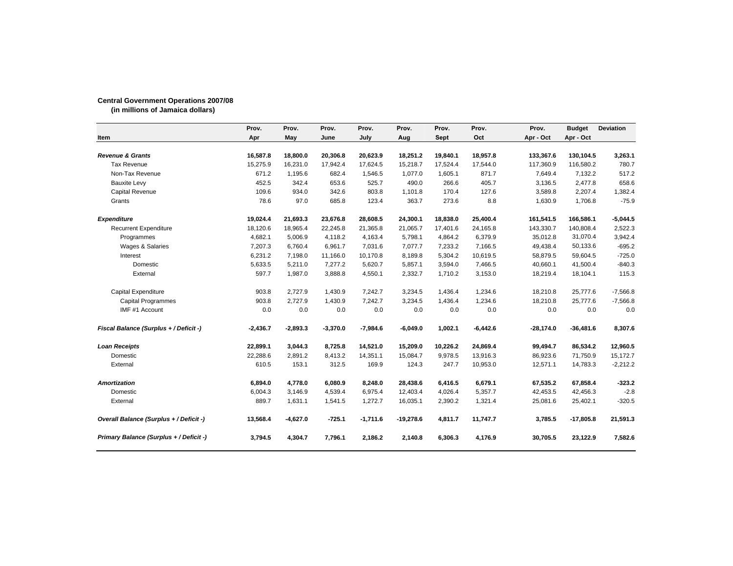**Central Government Operations 2007/08**
**(in millions of Jamaica dollars)**

| Item | Prov. Apr | Prov. May | Prov. June | Prov. July | Prov. Aug | Prov. Sept | Prov. Oct | Prov. Apr - Oct | Budget Apr - Oct | Deviation |
|---|---|---|---|---|---|---|---|---|---|---|
| ***Revenue & Grants*** | **16,587.8** | **18,800.0** | **20,306.8** | **20,623.9** | **18,251.2** | **19,840.1** | **18,957.8** | **133,367.6** | **130,104.5** | **3,263.1** |
| Tax Revenue | 15,275.9 | 16,231.0 | 17,942.4 | 17,624.5 | 15,218.7 | 17,524.4 | 17,544.0 | 117,360.9 | 116,580.2 | 780.7 |
| Non-Tax Revenue | 671.2 | 1,195.6 | 682.4 | 1,546.5 | 1,077.0 | 1,605.1 | 871.7 | 7,649.4 | 7,132.2 | 517.2 |
| Bauxite Levy | 452.5 | 342.4 | 653.6 | 525.7 | 490.0 | 266.6 | 405.7 | 3,136.5 | 2,477.8 | 658.6 |
| Capital Revenue | 109.6 | 934.0 | 342.6 | 803.8 | 1,101.8 | 170.4 | 127.6 | 3,589.8 | 2,207.4 | 1,382.4 |
| Grants | 78.6 | 97.0 | 685.8 | 123.4 | 363.7 | 273.6 | 8.8 | 1,630.9 | 1,706.8 | -75.9 |
| ***Expenditure*** | **19,024.4** | **21,693.3** | **23,676.8** | **28,608.5** | **24,300.1** | **18,838.0** | **25,400.4** | **161,541.5** | **166,586.1** | **-5,044.5** |
| Recurrent Expenditure | 18,120.6 | 18,965.4 | 22,245.8 | 21,365.8 | 21,065.7 | 17,401.6 | 24,165.8 | 143,330.7 | 140,808.4 | 2,522.3 |
| Programmes | 4,682.1 | 5,006.9 | 4,118.2 | 4,163.4 | 5,798.1 | 4,864.2 | 6,379.9 | 35,012.8 | 31,070.4 | 3,942.4 |
| Wages & Salaries | 7,207.3 | 6,760.4 | 6,961.7 | 7,031.6 | 7,077.7 | 7,233.2 | 7,166.5 | 49,438.4 | 50,133.6 | -695.2 |
| Interest | 6,231.2 | 7,198.0 | 11,166.0 | 10,170.8 | 8,189.8 | 5,304.2 | 10,619.5 | 58,879.5 | 59,604.5 | -725.0 |
| Domestic | 5,633.5 | 5,211.0 | 7,277.2 | 5,620.7 | 5,857.1 | 3,594.0 | 7,466.5 | 40,660.1 | 41,500.4 | -840.3 |
| External | 597.7 | 1,987.0 | 3,888.8 | 4,550.1 | 2,332.7 | 1,710.2 | 3,153.0 | 18,219.4 | 18,104.1 | 115.3 |
| Capital Expenditure | 903.8 | 2,727.9 | 1,430.9 | 7,242.7 | 3,234.5 | 1,436.4 | 1,234.6 | 18,210.8 | 25,777.6 | -7,566.8 |
| Capital Programmes | 903.8 | 2,727.9 | 1,430.9 | 7,242.7 | 3,234.5 | 1,436.4 | 1,234.6 | 18,210.8 | 25,777.6 | -7,566.8 |
| IMF #1 Account | 0.0 | 0.0 | 0.0 | 0.0 | 0.0 | 0.0 | 0.0 | 0.0 | 0.0 | 0.0 |
| ***Fiscal Balance (Surplus + / Deficit -)*** | **-2,436.7** | **-2,893.3** | **-3,370.0** | **-7,984.6** | **-6,049.0** | **1,002.1** | **-6,442.6** | **-28,174.0** | **-36,481.6** | **8,307.6** |
| ***Loan Receipts*** | **22,899.1** | **3,044.3** | **8,725.8** | **14,521.0** | **15,209.0** | **10,226.2** | **24,869.4** | **99,494.7** | **86,534.2** | **12,960.5** |
| Domestic | 22,288.6 | 2,891.2 | 8,413.2 | 14,351.1 | 15,084.7 | 9,978.5 | 13,916.3 | 86,923.6 | 71,750.9 | 15,172.7 |
| External | 610.5 | 153.1 | 312.5 | 169.9 | 124.3 | 247.7 | 10,953.0 | 12,571.1 | 14,783.3 | -2,212.2 |
| ***Amortization*** | **6,894.0** | **4,778.0** | **6,080.9** | **8,248.0** | **28,438.6** | **6,416.5** | **6,679.1** | **67,535.2** | **67,858.4** | **-323.2** |
| Domestic | 6,004.3 | 3,146.9 | 4,539.4 | 6,975.4 | 12,403.4 | 4,026.4 | 5,357.7 | 42,453.5 | 42,456.3 | -2.8 |
| External | 889.7 | 1,631.1 | 1,541.5 | 1,272.7 | 16,035.1 | 2,390.2 | 1,321.4 | 25,081.6 | 25,402.1 | -320.5 |
| ***Overall Balance (Surplus + / Deficit -)*** | **13,568.4** | **-4,627.0** | **-725.1** | **-1,711.6** | **-19,278.6** | **4,811.7** | **11,747.7** | **3,785.5** | **-17,805.8** | **21,591.3** |
| ***Primary Balance (Surplus + / Deficit -)*** | **3,794.5** | **4,304.7** | **7,796.1** | **2,186.2** | **2,140.8** | **6,306.3** | **4,176.9** | **30,705.5** | **23,122.9** | **7,582.6** |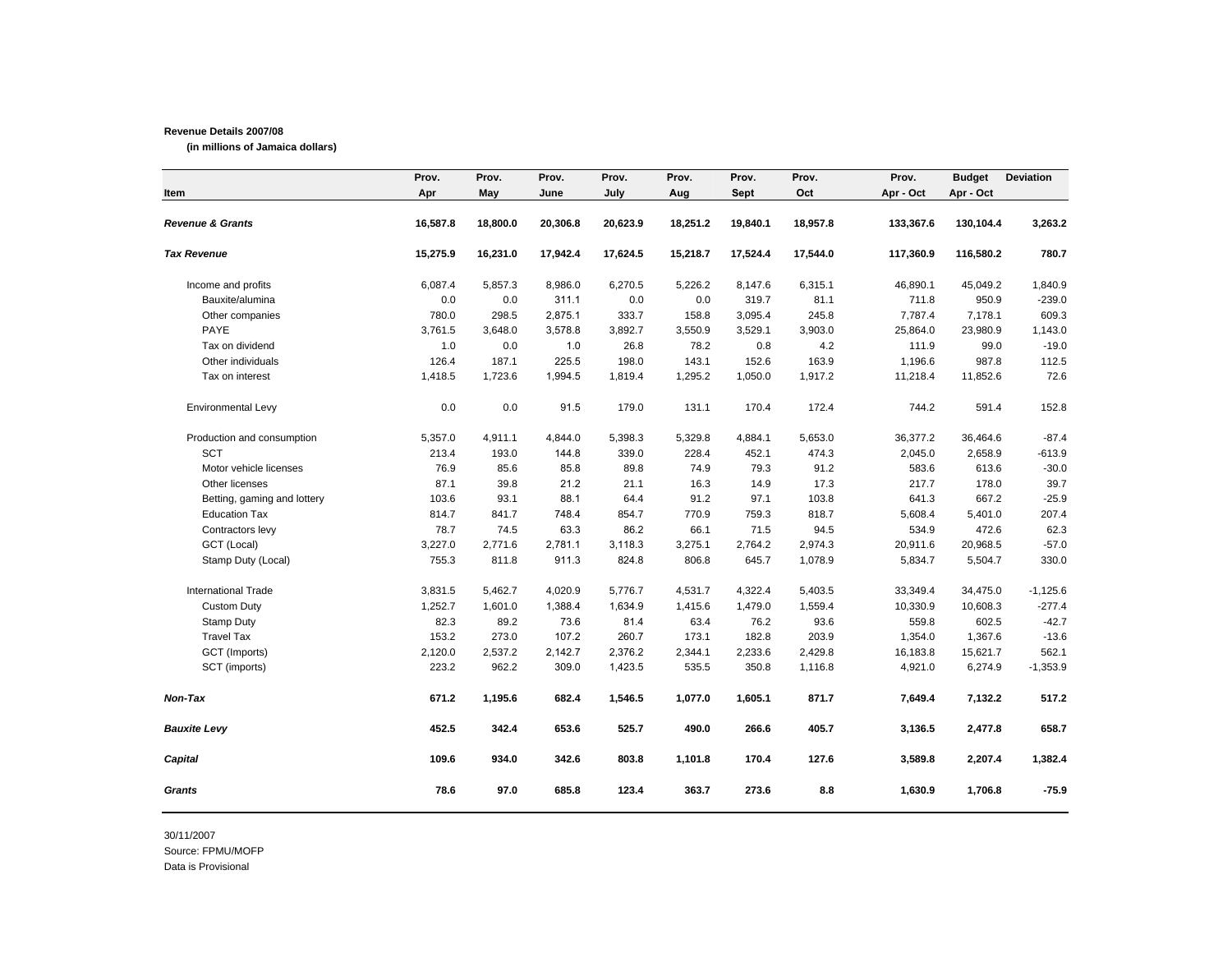**Revenue Details 2007/08**

**(in millions of Jamaica dollars)**

| Item | Prov. Apr | Prov. May | Prov. June | Prov. July | Prov. Aug | Prov. Sept | Prov. Oct | Prov. Apr - Oct | Budget Apr - Oct | Deviation |
|---|---|---|---|---|---|---|---|---|---|---|
| ***Revenue & Grants*** | **16,587.8** | **18,800.0** | **20,306.8** | **20,623.9** | **18,251.2** | **19,840.1** | **18,957.8** | **133,367.6** | **130,104.4** | **3,263.2** |
| ***Tax Revenue*** | **15,275.9** | **16,231.0** | **17,942.4** | **17,624.5** | **15,218.7** | **17,524.4** | **17,544.0** | **117,360.9** | **116,580.2** | **780.7** |
| Income and profits | 6,087.4 | 5,857.3 | 8,986.0 | 6,270.5 | 5,226.2 | 8,147.6 | 6,315.1 | 46,890.1 | 45,049.2 | 1,840.9 |
| Bauxite/alumina | 0.0 | 0.0 | 311.1 | 0.0 | 0.0 | 319.7 | 81.1 | 711.8 | 950.9 | -239.0 |
| Other companies | 780.0 | 298.5 | 2,875.1 | 333.7 | 158.8 | 3,095.4 | 245.8 | 7,787.4 | 7,178.1 | 609.3 |
| PAYE | 3,761.5 | 3,648.0 | 3,578.8 | 3,892.7 | 3,550.9 | 3,529.1 | 3,903.0 | 25,864.0 | 23,980.9 | 1,143.0 |
| Tax on dividend | 1.0 | 0.0 | 1.0 | 26.8 | 78.2 | 0.8 | 4.2 | 111.9 | 99.0 | -19.0 |
| Other individuals | 126.4 | 187.1 | 225.5 | 198.0 | 143.1 | 152.6 | 163.9 | 1,196.6 | 987.8 | 112.5 |
| Tax on interest | 1,418.5 | 1,723.6 | 1,994.5 | 1,819.4 | 1,295.2 | 1,050.0 | 1,917.2 | 11,218.4 | 11,852.6 | 72.6 |
| Environmental Levy | 0.0 | 0.0 | 91.5 | 179.0 | 131.1 | 170.4 | 172.4 | 744.2 | 591.4 | 152.8 |
| Production and consumption | 5,357.0 | 4,911.1 | 4,844.0 | 5,398.3 | 5,329.8 | 4,884.1 | 5,653.0 | 36,377.2 | 36,464.6 | -87.4 |
| SCT | 213.4 | 193.0 | 144.8 | 339.0 | 228.4 | 452.1 | 474.3 | 2,045.0 | 2,658.9 | -613.9 |
| Motor vehicle licenses | 76.9 | 85.6 | 85.8 | 89.8 | 74.9 | 79.3 | 91.2 | 583.6 | 613.6 | -30.0 |
| Other licenses | 87.1 | 39.8 | 21.2 | 21.1 | 16.3 | 14.9 | 17.3 | 217.7 | 178.0 | 39.7 |
| Betting, gaming and lottery | 103.6 | 93.1 | 88.1 | 64.4 | 91.2 | 97.1 | 103.8 | 641.3 | 667.2 | -25.9 |
| Education Tax | 814.7 | 841.7 | 748.4 | 854.7 | 770.9 | 759.3 | 818.7 | 5,608.4 | 5,401.0 | 207.4 |
| Contractors levy | 78.7 | 74.5 | 63.3 | 86.2 | 66.1 | 71.5 | 94.5 | 534.9 | 472.6 | 62.3 |
| GCT (Local) | 3,227.0 | 2,771.6 | 2,781.1 | 3,118.3 | 3,275.1 | 2,764.2 | 2,974.3 | 20,911.6 | 20,968.5 | -57.0 |
| Stamp Duty (Local) | 755.3 | 811.8 | 911.3 | 824.8 | 806.8 | 645.7 | 1,078.9 | 5,834.7 | 5,504.7 | 330.0 |
| International Trade | 3,831.5 | 5,462.7 | 4,020.9 | 5,776.7 | 4,531.7 | 4,322.4 | 5,403.5 | 33,349.4 | 34,475.0 | -1,125.6 |
| Custom Duty | 1,252.7 | 1,601.0 | 1,388.4 | 1,634.9 | 1,415.6 | 1,479.0 | 1,559.4 | 10,330.9 | 10,608.3 | -277.4 |
| Stamp Duty | 82.3 | 89.2 | 73.6 | 81.4 | 63.4 | 76.2 | 93.6 | 559.8 | 602.5 | -42.7 |
| Travel Tax | 153.2 | 273.0 | 107.2 | 260.7 | 173.1 | 182.8 | 203.9 | 1,354.0 | 1,367.6 | -13.6 |
| GCT (Imports) | 2,120.0 | 2,537.2 | 2,142.7 | 2,376.2 | 2,344.1 | 2,233.6 | 2,429.8 | 16,183.8 | 15,621.7 | 562.1 |
| SCT (imports) | 223.2 | 962.2 | 309.0 | 1,423.5 | 535.5 | 350.8 | 1,116.8 | 4,921.0 | 6,274.9 | -1,353.9 |
| ***Non-Tax*** | **671.2** | **1,195.6** | **682.4** | **1,546.5** | **1,077.0** | **1,605.1** | **871.7** | **7,649.4** | **7,132.2** | **517.2** |
| ***Bauxite Levy*** | **452.5** | **342.4** | **653.6** | **525.7** | **490.0** | **266.6** | **405.7** | **3,136.5** | **2,477.8** | **658.7** |
| ***Capital*** | **109.6** | **934.0** | **342.6** | **803.8** | **1,101.8** | **170.4** | **127.6** | **3,589.8** | **2,207.4** | **1,382.4** |
| ***Grants*** | **78.6** | **97.0** | **685.8** | **123.4** | **363.7** | **273.6** | **8.8** | **1,630.9** | **1,706.8** | **-75.9** |

30/11/2007

Source: FPMU/MOFP

Data is Provisional